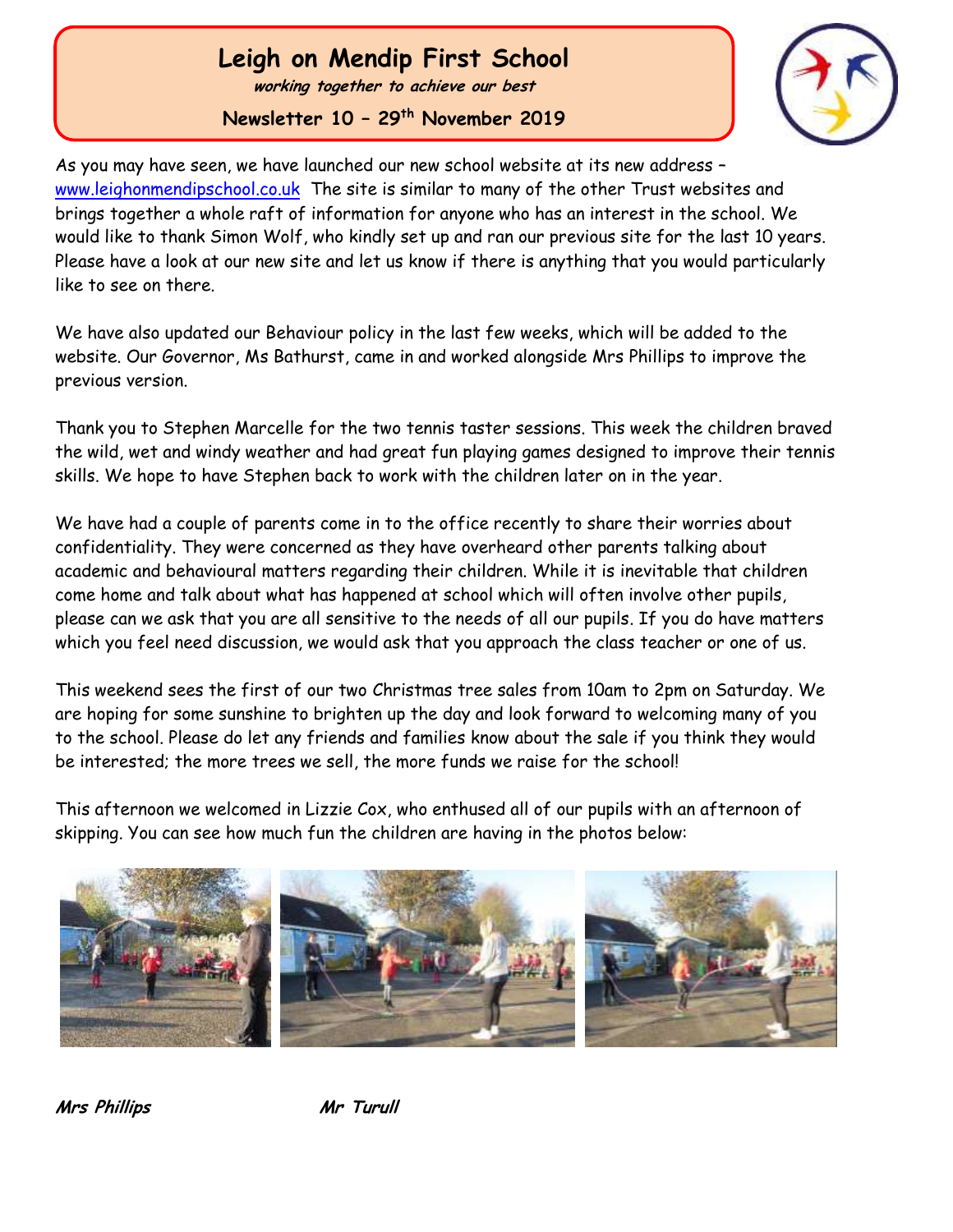# Leigh on Mendip First School

***working together to achieve our best***

**Newsletter 10 – 29th November 2019**

As you may have seen, we have launched our new school website at its new address – www.leighonmendipschool.co.uk The site is similar to many of the other Trust websites and brings together a whole raft of information for anyone who has an interest in the school. We would like to thank Simon Wolf, who kindly set up and ran our previous site for the last 10 years. Please have a look at our new site and let us know if there is anything that you would particularly like to see on there.

We have also updated our Behaviour policy in the last few weeks, which will be added to the website. Our Governor, Ms Bathurst, came in and worked alongside Mrs Phillips to improve the previous version.

Thank you to Stephen Marcelle for the two tennis taster sessions. This week the children braved the wild, wet and windy weather and had great fun playing games designed to improve their tennis skills. We hope to have Stephen back to work with the children later on in the year.

We have had a couple of parents come in to the office recently to share their worries about confidentiality. They were concerned as they have overheard other parents talking about academic and behavioural matters regarding their children. While it is inevitable that children come home and talk about what has happened at school which will often involve other pupils, please can we ask that you are all sensitive to the needs of all our pupils. If you do have matters which you feel need discussion, we would ask that you approach the class teacher or one of us.

This weekend sees the first of our two Christmas tree sales from 10am to 2pm on Saturday. We are hoping for some sunshine to brighten up the day and look forward to welcoming many of you to the school. Please do let any friends and families know about the sale if you think they would be interested; the more trees we sell, the more funds we raise for the school!

This afternoon we welcomed in Lizzie Cox, who enthused all of our pupils with an afternoon of skipping. You can see how much fun the children are having in the photos below:

***Mrs Phillips*** ***Mr Turull***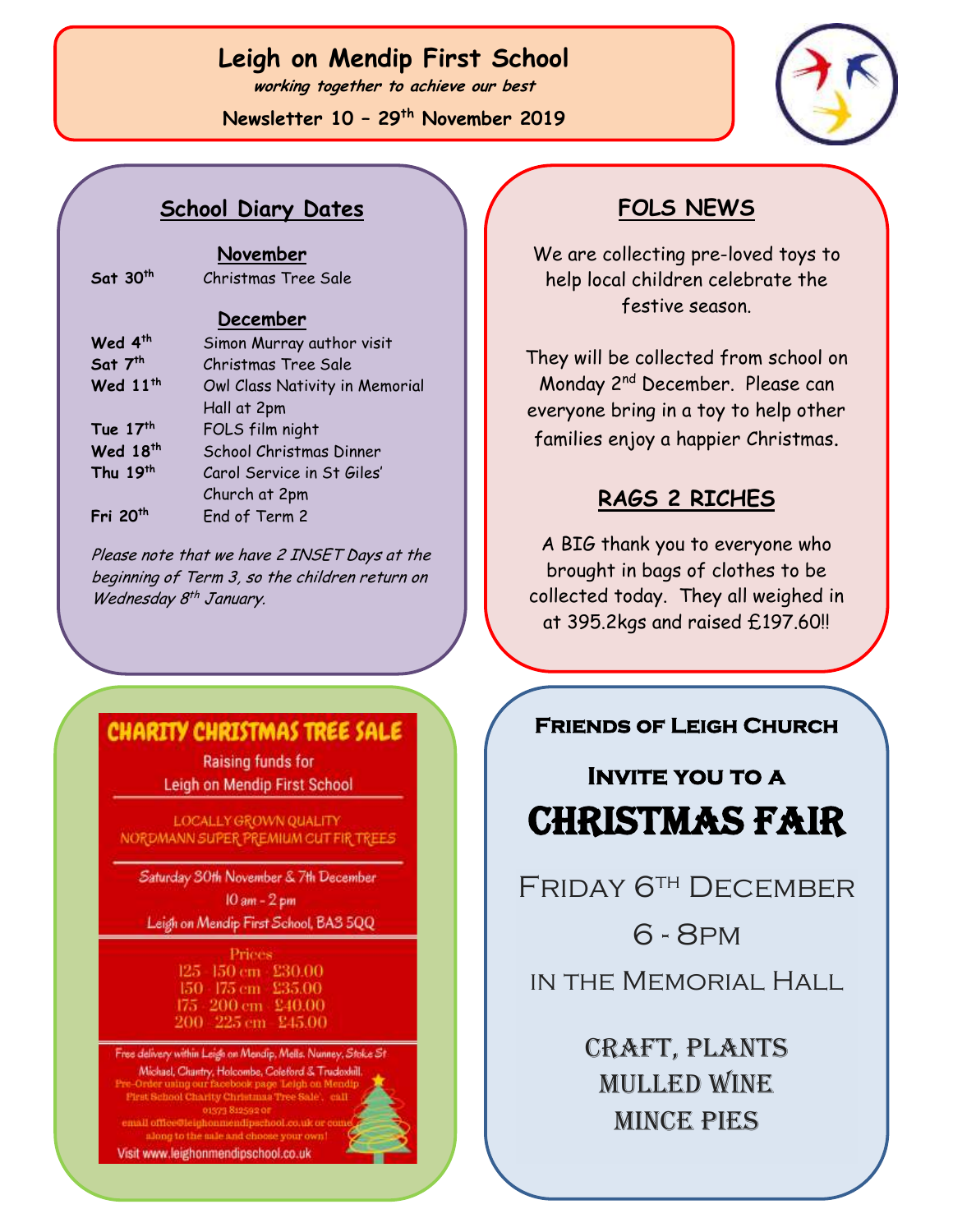# Leigh on Mendip First School

***working together to achieve our best***

**Newsletter 10 – 29th November 2019**

## School Diary Dates

### November

| | |
|---|---|
| **Sat 30th** | Christmas Tree Sale |

### December

| | |
|---|---|
| **Wed 4th** | Simon Murray author visit |
| **Sat 7th** | Christmas Tree Sale |
| **Wed 11th** | Owl Class Nativity in Memorial Hall at 2pm |
| **Tue 17th** | FOLS film night |
| **Wed 18th** | School Christmas Dinner |
| **Thu 19th** | Carol Service in St Giles' Church at 2pm |
| **Fri 20th** | End of Term 2 |

*Please note that we have 2 INSET Days at the beginning of Term 3, so the children return on Wednesday 8th January.*

## FOLS NEWS

We are collecting pre-loved toys to help local children celebrate the festive season.

They will be collected from school on Monday 2nd December. Please can everyone bring in a toy to help other families enjoy a happier Christmas.

## RAGS 2 RICHES

A BIG thank you to everyone who brought in bags of clothes to be collected today. They all weighed in at 395.2kgs and raised £197.60!!

## CHARITY CHRISTMAS TREE SALE

Raising funds for Leigh on Mendip First School

LOCALLY GROWN QUALITY NORDMANN SUPER PREMIUM CUT FIR TREES

Saturday 30th November & 7th December

10 am - 2 pm

Leigh on Mendip First School, BA3 5QQ

Prices

125 - 150 cm - £30.00
150 - 175 cm - £35.00
175 - 200 cm - £40.00
200 - 225 cm - £45.00

Free delivery within Leigh on Mendip, Mells, Nunney, Stoke St Michael, Chantry, Holcombe, Coleford & Trudoxhill.
Pre-Order using our facebook page 'Leigh on Mendip First School Charity Christmas Tree Sale', call 01373 812592 or email office@leighonmendipschool.co.uk or come along to the sale and choose your own!

Visit www.leighonmendipschool.co.uk

## Friends of Leigh Church

### Invite you to a

# Christmas Fair

Friday 6th December

6 - 8pm

in the Memorial Hall

Craft, Plants
Mulled Wine
Mince Pies